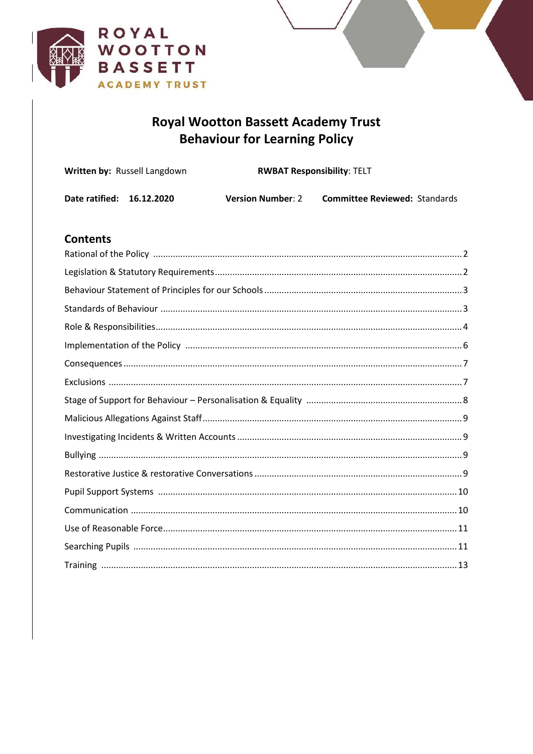ROYAL WOOTTON BASSETT ACADEMY TRUST

# Royal Wootton Bassett Academy Trust
# Behaviour for Learning Policy

**Written by:** Russell Langdown **RWBAT Responsibility**: TELT

**Date ratified:** **16.12.2020** **Version Number**: 2 **Committee Reviewed:** Standards

## Contents

Rational of the Policy ........ 2
Legislation & Statutory Requirements ........ 2
Behaviour Statement of Principles for our Schools ........ 3
Standards of Behaviour ........ 3
Role & Responsibilities ........ 4
Implementation of the Policy ........ 6
Consequences ........ 7
Exclusions ........ 7
Stage of Support for Behaviour – Personalisation & Equality ........ 8
Malicious Allegations Against Staff ........ 9
Investigating Incidents & Written Accounts ........ 9
Bullying ........ 9
Restorative Justice & restorative Conversations ........ 9
Pupil Support Systems ........ 10
Communication ........ 10
Use of Reasonable Force ........ 11
Searching Pupils ........ 11
Training ........ 13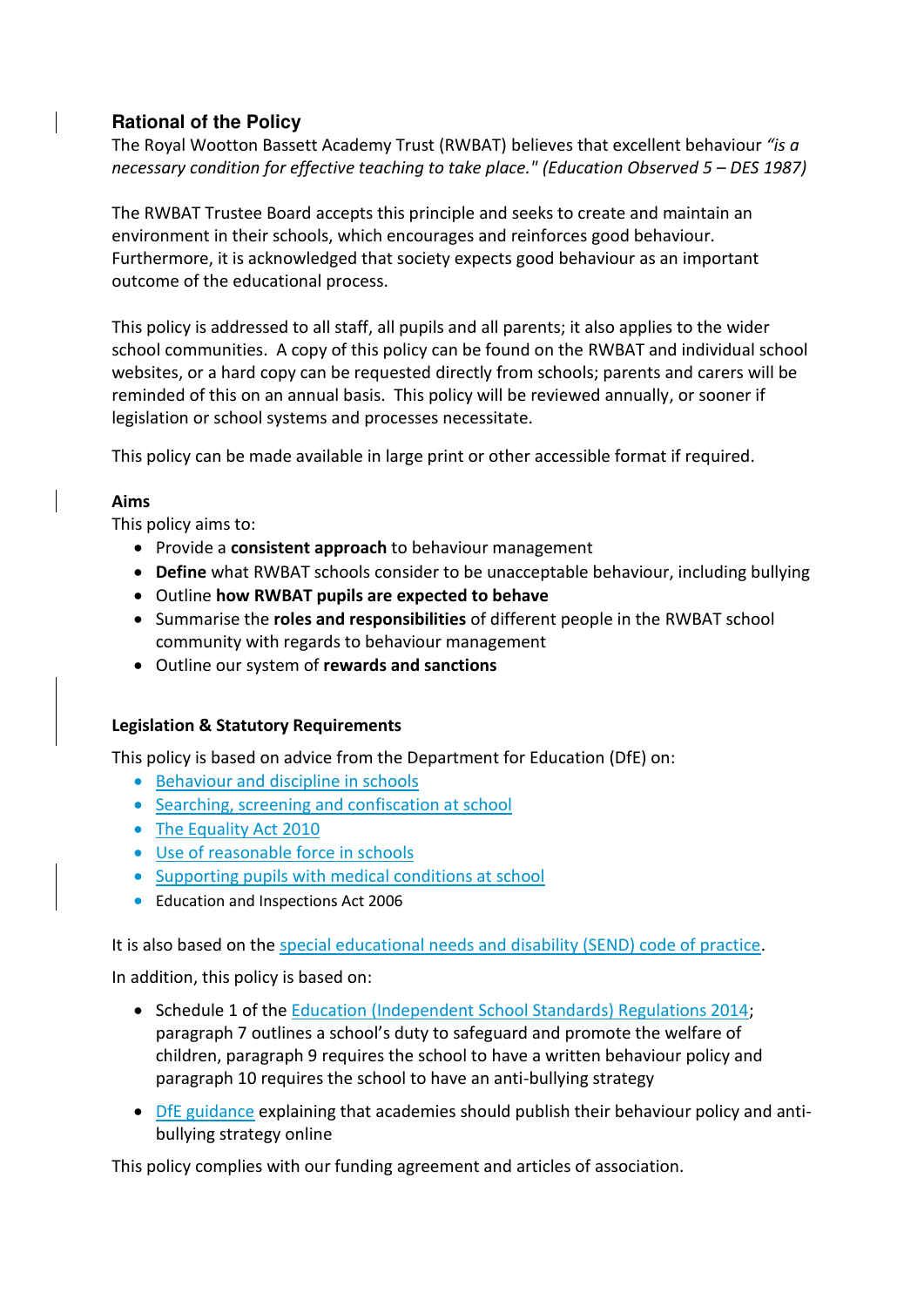## Rational of the Policy

The Royal Wootton Bassett Academy Trust (RWBAT) believes that excellent behaviour *"is a necessary condition for effective teaching to take place." (Education Observed 5 – DES 1987)*

The RWBAT Trustee Board accepts this principle and seeks to create and maintain an environment in their schools, which encourages and reinforces good behaviour. Furthermore, it is acknowledged that society expects good behaviour as an important outcome of the educational process.

This policy is addressed to all staff, all pupils and all parents; it also applies to the wider school communities. A copy of this policy can be found on the RWBAT and individual school websites, or a hard copy can be requested directly from schools; parents and carers will be reminded of this on an annual basis. This policy will be reviewed annually, or sooner if legislation or school systems and processes necessitate.

This policy can be made available in large print or other accessible format if required.

**Aims**

This policy aims to:

- Provide a **consistent approach** to behaviour management
- **Define** what RWBAT schools consider to be unacceptable behaviour, including bullying
- Outline **how RWBAT pupils are expected to behave**
- Summarise the **roles and responsibilities** of different people in the RWBAT school community with regards to behaviour management
- Outline our system of **rewards and sanctions**

**Legislation & Statutory Requirements**

This policy is based on advice from the Department for Education (DfE) on:

- Behaviour and discipline in schools
- Searching, screening and confiscation at school
- The Equality Act 2010
- Use of reasonable force in schools
- Supporting pupils with medical conditions at school
- Education and Inspections Act 2006

It is also based on the special educational needs and disability (SEND) code of practice.

In addition, this policy is based on:

- Schedule 1 of the Education (Independent School Standards) Regulations 2014; paragraph 7 outlines a school's duty to safeguard and promote the welfare of children, paragraph 9 requires the school to have a written behaviour policy and paragraph 10 requires the school to have an anti-bullying strategy
- DfE guidance explaining that academies should publish their behaviour policy and anti-bullying strategy online

This policy complies with our funding agreement and articles of association.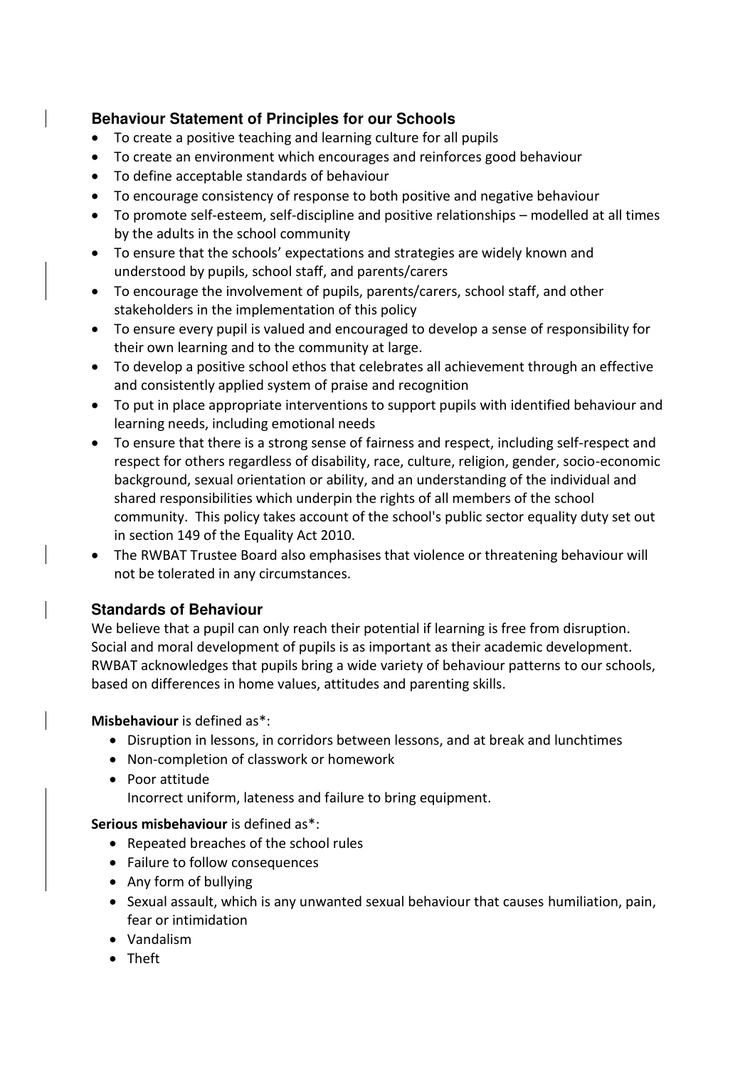## Behaviour Statement of Principles for our Schools

- To create a positive teaching and learning culture for all pupils
- To create an environment which encourages and reinforces good behaviour
- To define acceptable standards of behaviour
- To encourage consistency of response to both positive and negative behaviour
- To promote self-esteem, self-discipline and positive relationships – modelled at all times by the adults in the school community
- To ensure that the schools' expectations and strategies are widely known and understood by pupils, school staff, and parents/carers
- To encourage the involvement of pupils, parents/carers, school staff, and other stakeholders in the implementation of this policy
- To ensure every pupil is valued and encouraged to develop a sense of responsibility for their own learning and to the community at large.
- To develop a positive school ethos that celebrates all achievement through an effective and consistently applied system of praise and recognition
- To put in place appropriate interventions to support pupils with identified behaviour and learning needs, including emotional needs
- To ensure that there is a strong sense of fairness and respect, including self-respect and respect for others regardless of disability, race, culture, religion, gender, socio-economic background, sexual orientation or ability, and an understanding of the individual and shared responsibilities which underpin the rights of all members of the school community. This policy takes account of the school's public sector equality duty set out in section 149 of the Equality Act 2010.
- The RWBAT Trustee Board also emphasises that violence or threatening behaviour will not be tolerated in any circumstances.

## Standards of Behaviour

We believe that a pupil can only reach their potential if learning is free from disruption. Social and moral development of pupils is as important as their academic development. RWBAT acknowledges that pupils bring a wide variety of behaviour patterns to our schools, based on differences in home values, attitudes and parenting skills.

**Misbehaviour** is defined as*:

- Disruption in lessons, in corridors between lessons, and at break and lunchtimes
- Non-completion of classwork or homework
- Poor attitude
  Incorrect uniform, lateness and failure to bring equipment.

**Serious misbehaviour** is defined as*:

- Repeated breaches of the school rules
- Failure to follow consequences
- Any form of bullying
- Sexual assault, which is any unwanted sexual behaviour that causes humiliation, pain, fear or intimidation
- Vandalism
- Theft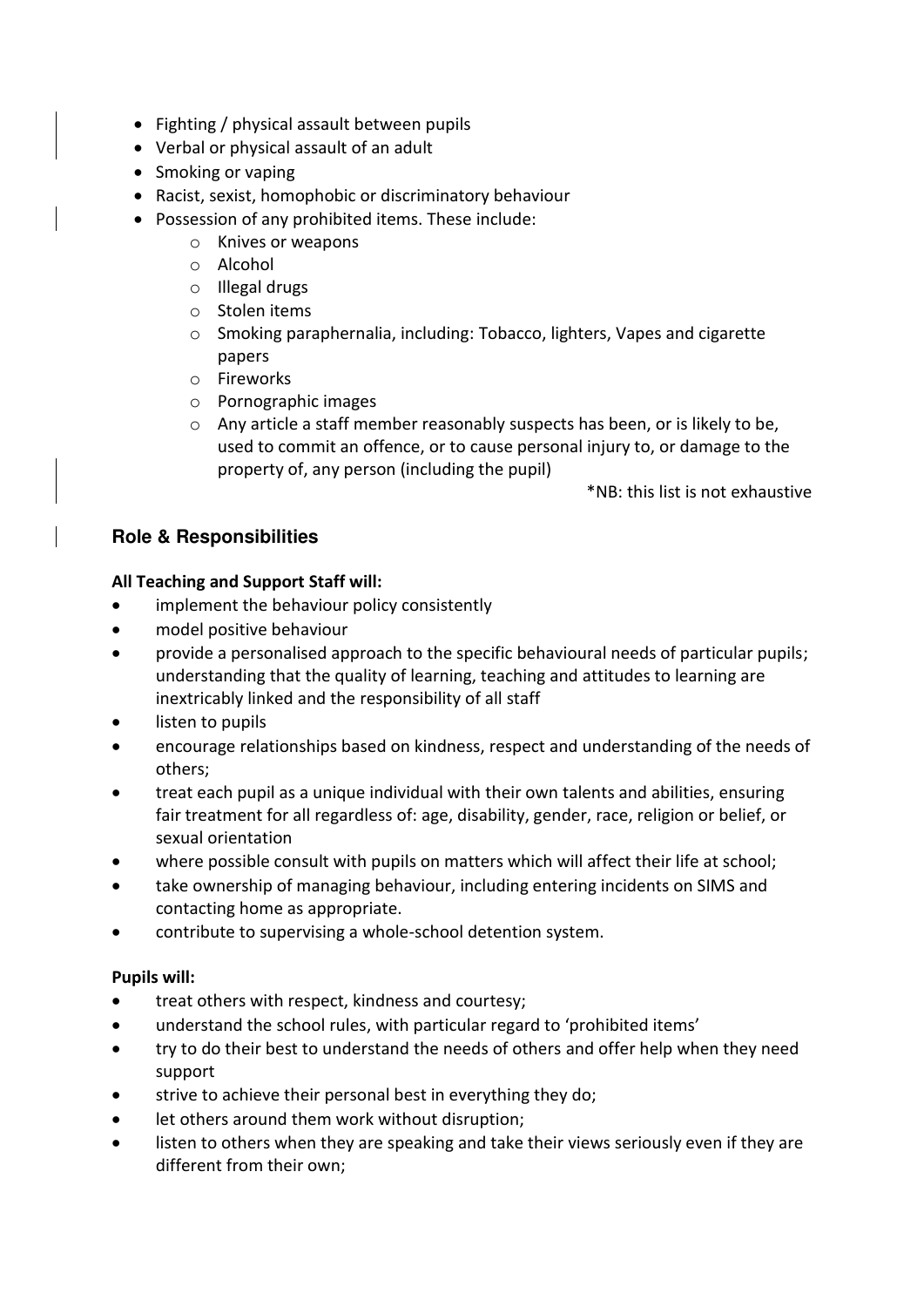- Fighting / physical assault between pupils
- Verbal or physical assault of an adult
- Smoking or vaping
- Racist, sexist, homophobic or discriminatory behaviour
- Possession of any prohibited items. These include:
  - Knives or weapons
  - Alcohol
  - Illegal drugs
  - Stolen items
  - Smoking paraphernalia, including: Tobacco, lighters, Vapes and cigarette papers
  - Fireworks
  - Pornographic images
  - Any article a staff member reasonably suspects has been, or is likely to be, used to commit an offence, or to cause personal injury to, or damage to the property of, any person (including the pupil)

*NB: this list is not exhaustive

## Role & Responsibilities

**All Teaching and Support Staff will:**

- implement the behaviour policy consistently
- model positive behaviour
- provide a personalised approach to the specific behavioural needs of particular pupils; understanding that the quality of learning, teaching and attitudes to learning are inextricably linked and the responsibility of all staff
- listen to pupils
- encourage relationships based on kindness, respect and understanding of the needs of others;
- treat each pupil as a unique individual with their own talents and abilities, ensuring fair treatment for all regardless of: age, disability, gender, race, religion or belief, or sexual orientation
- where possible consult with pupils on matters which will affect their life at school;
- take ownership of managing behaviour, including entering incidents on SIMS and contacting home as appropriate.
- contribute to supervising a whole-school detention system.

**Pupils will:**

- treat others with respect, kindness and courtesy;
- understand the school rules, with particular regard to 'prohibited items'
- try to do their best to understand the needs of others and offer help when they need support
- strive to achieve their personal best in everything they do;
- let others around them work without disruption;
- listen to others when they are speaking and take their views seriously even if they are different from their own;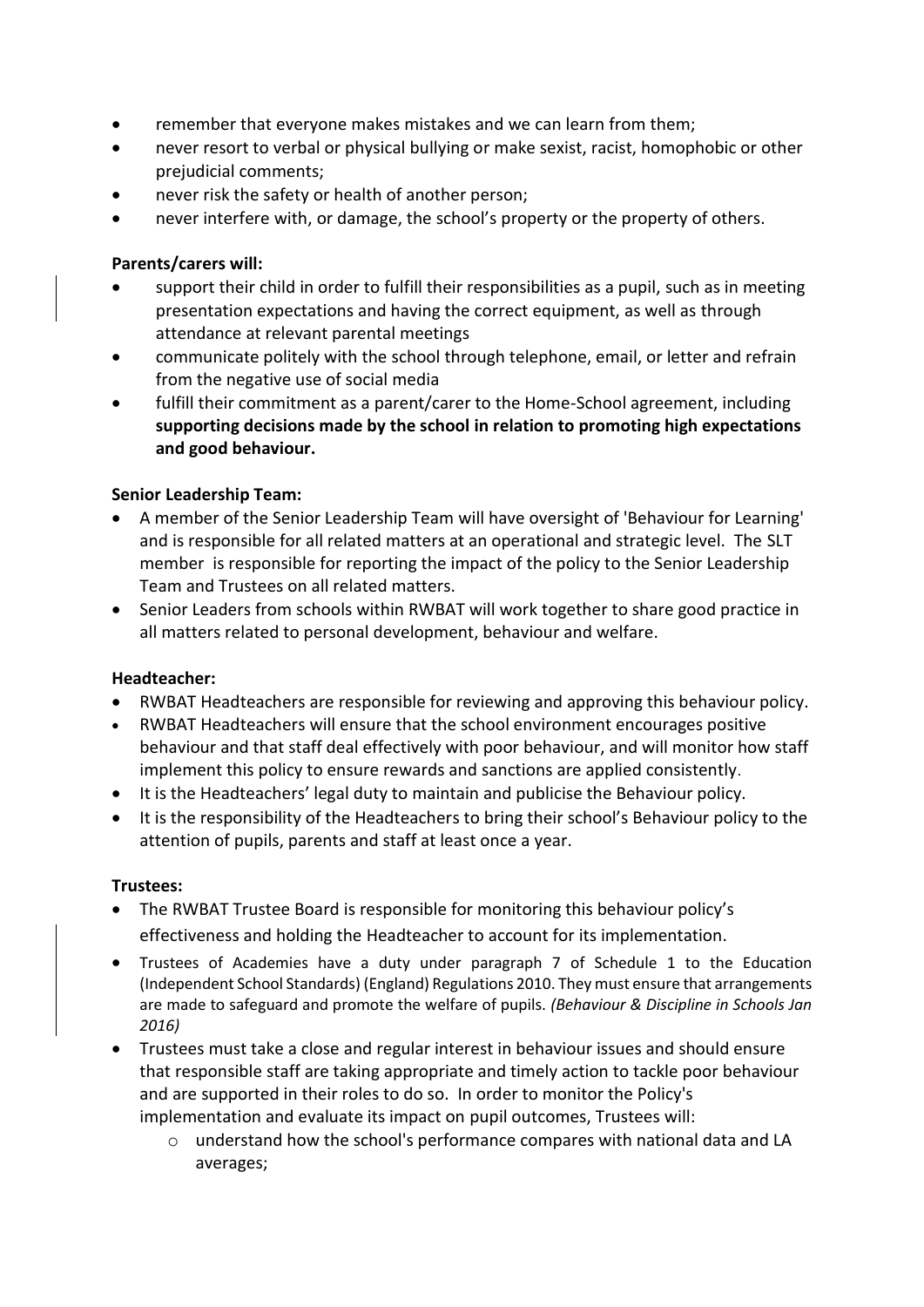- remember that everyone makes mistakes and we can learn from them;
- never resort to verbal or physical bullying or make sexist, racist, homophobic or other prejudicial comments;
- never risk the safety or health of another person;
- never interfere with, or damage, the school's property or the property of others.

**Parents/carers will:**

- support their child in order to fulfill their responsibilities as a pupil, such as in meeting presentation expectations and having the correct equipment, as well as through attendance at relevant parental meetings
- communicate politely with the school through telephone, email, or letter and refrain from the negative use of social media
- fulfill their commitment as a parent/carer to the Home-School agreement, including **supporting decisions made by the school in relation to promoting high expectations and good behaviour.**

**Senior Leadership Team:**

- A member of the Senior Leadership Team will have oversight of 'Behaviour for Learning' and is responsible for all related matters at an operational and strategic level. The SLT member is responsible for reporting the impact of the policy to the Senior Leadership Team and Trustees on all related matters.
- Senior Leaders from schools within RWBAT will work together to share good practice in all matters related to personal development, behaviour and welfare.

**Headteacher:**

- RWBAT Headteachers are responsible for reviewing and approving this behaviour policy.
- RWBAT Headteachers will ensure that the school environment encourages positive behaviour and that staff deal effectively with poor behaviour, and will monitor how staff implement this policy to ensure rewards and sanctions are applied consistently.
- It is the Headteachers' legal duty to maintain and publicise the Behaviour policy.
- It is the responsibility of the Headteachers to bring their school's Behaviour policy to the attention of pupils, parents and staff at least once a year.

**Trustees:**

- The RWBAT Trustee Board is responsible for monitoring this behaviour policy's effectiveness and holding the Headteacher to account for its implementation.
- Trustees of Academies have a duty under paragraph 7 of Schedule 1 to the Education (Independent School Standards) (England) Regulations 2010. They must ensure that arrangements are made to safeguard and promote the welfare of pupils. *(Behaviour & Discipline in Schools Jan 2016)*
- Trustees must take a close and regular interest in behaviour issues and should ensure that responsible staff are taking appropriate and timely action to tackle poor behaviour and are supported in their roles to do so. In order to monitor the Policy's implementation and evaluate its impact on pupil outcomes, Trustees will:
  - understand how the school's performance compares with national data and LA averages;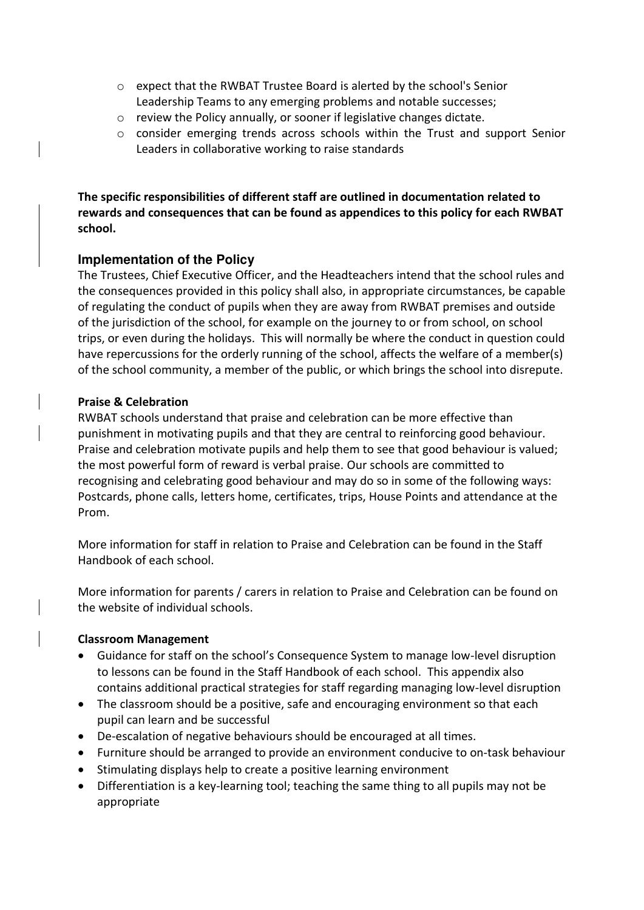- expect that the RWBAT Trustee Board is alerted by the school's Senior Leadership Teams to any emerging problems and notable successes;
- review the Policy annually, or sooner if legislative changes dictate.
- consider emerging trends across schools within the Trust and support Senior Leaders in collaborative working to raise standards

**The specific responsibilities of different staff are outlined in documentation related to rewards and consequences that can be found as appendices to this policy for each RWBAT school.**

## Implementation of the Policy

The Trustees, Chief Executive Officer, and the Headteachers intend that the school rules and the consequences provided in this policy shall also, in appropriate circumstances, be capable of regulating the conduct of pupils when they are away from RWBAT premises and outside of the jurisdiction of the school, for example on the journey to or from school, on school trips, or even during the holidays. This will normally be where the conduct in question could have repercussions for the orderly running of the school, affects the welfare of a member(s) of the school community, a member of the public, or which brings the school into disrepute.

**Praise & Celebration**

RWBAT schools understand that praise and celebration can be more effective than punishment in motivating pupils and that they are central to reinforcing good behaviour. Praise and celebration motivate pupils and help them to see that good behaviour is valued; the most powerful form of reward is verbal praise. Our schools are committed to recognising and celebrating good behaviour and may do so in some of the following ways: Postcards, phone calls, letters home, certificates, trips, House Points and attendance at the Prom.

More information for staff in relation to Praise and Celebration can be found in the Staff Handbook of each school.

More information for parents / carers in relation to Praise and Celebration can be found on the website of individual schools.

**Classroom Management**

- Guidance for staff on the school's Consequence System to manage low-level disruption to lessons can be found in the Staff Handbook of each school. This appendix also contains additional practical strategies for staff regarding managing low-level disruption
- The classroom should be a positive, safe and encouraging environment so that each pupil can learn and be successful
- De-escalation of negative behaviours should be encouraged at all times.
- Furniture should be arranged to provide an environment conducive to on-task behaviour
- Stimulating displays help to create a positive learning environment
- Differentiation is a key-learning tool; teaching the same thing to all pupils may not be appropriate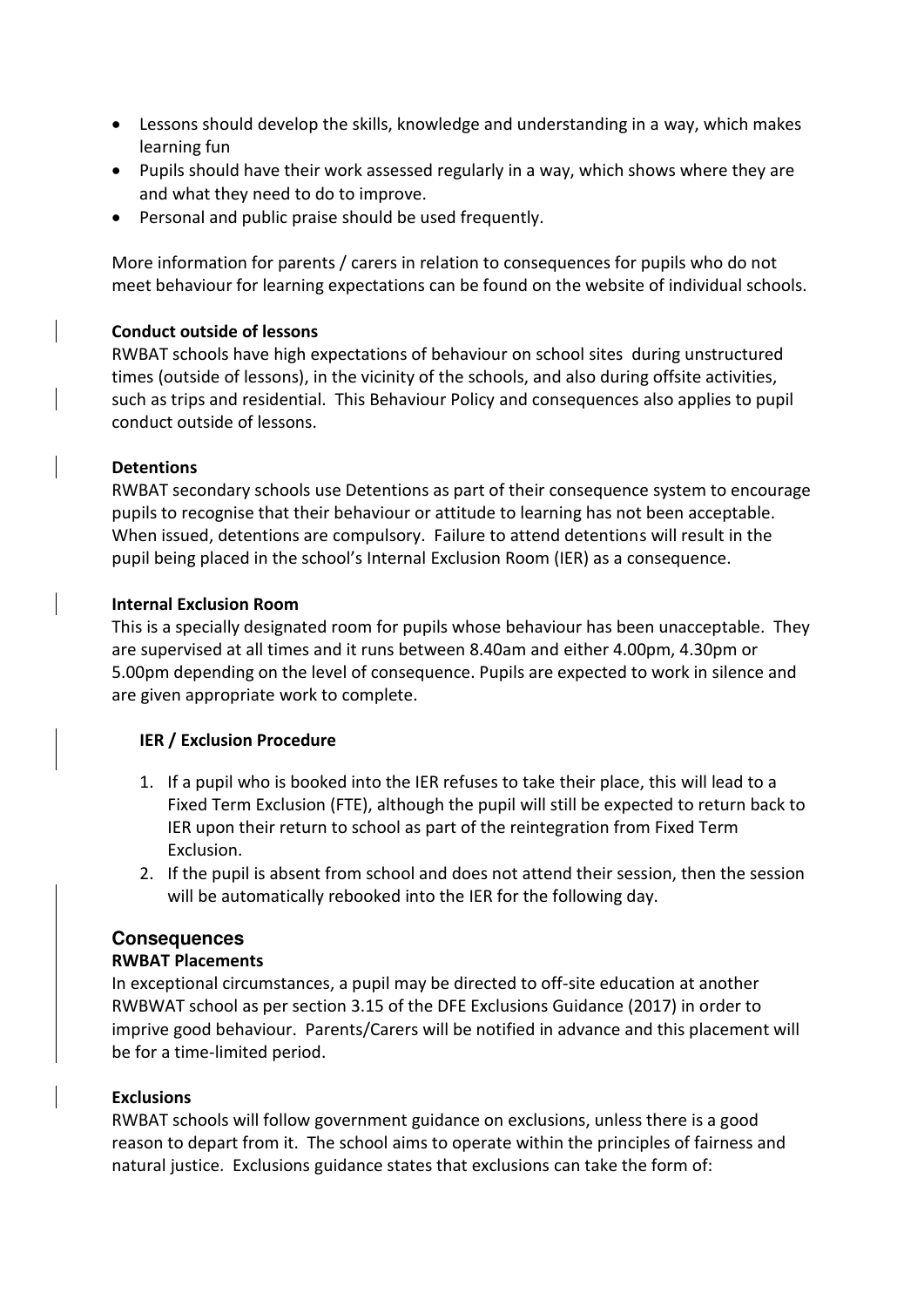- Lessons should develop the skills, knowledge and understanding in a way, which makes learning fun
- Pupils should have their work assessed regularly in a way, which shows where they are and what they need to do to improve.
- Personal and public praise should be used frequently.

More information for parents / carers in relation to consequences for pupils who do not meet behaviour for learning expectations can be found on the website of individual schools.

**Conduct outside of lessons**

RWBAT schools have high expectations of behaviour on school sites during unstructured times (outside of lessons), in the vicinity of the schools, and also during offsite activities, such as trips and residential. This Behaviour Policy and consequences also applies to pupil conduct outside of lessons.

**Detentions**

RWBAT secondary schools use Detentions as part of their consequence system to encourage pupils to recognise that their behaviour or attitude to learning has not been acceptable. When issued, detentions are compulsory. Failure to attend detentions will result in the pupil being placed in the school's Internal Exclusion Room (IER) as a consequence.

**Internal Exclusion Room**

This is a specially designated room for pupils whose behaviour has been unacceptable. They are supervised at all times and it runs between 8.40am and either 4.00pm, 4.30pm or 5.00pm depending on the level of consequence. Pupils are expected to work in silence and are given appropriate work to complete.

**IER / Exclusion Procedure**

1. If a pupil who is booked into the IER refuses to take their place, this will lead to a Fixed Term Exclusion (FTE), although the pupil will still be expected to return back to IER upon their return to school as part of the reintegration from Fixed Term Exclusion.
2. If the pupil is absent from school and does not attend their session, then the session will be automatically rebooked into the IER for the following day.

## Consequences

**RWBAT Placements**

In exceptional circumstances, a pupil may be directed to off-site education at another RWBWAT school as per section 3.15 of the DFE Exclusions Guidance (2017) in order to imprive good behaviour. Parents/Carers will be notified in advance and this placement will be for a time-limited period.

**Exclusions**

RWBAT schools will follow government guidance on exclusions, unless there is a good reason to depart from it. The school aims to operate within the principles of fairness and natural justice. Exclusions guidance states that exclusions can take the form of: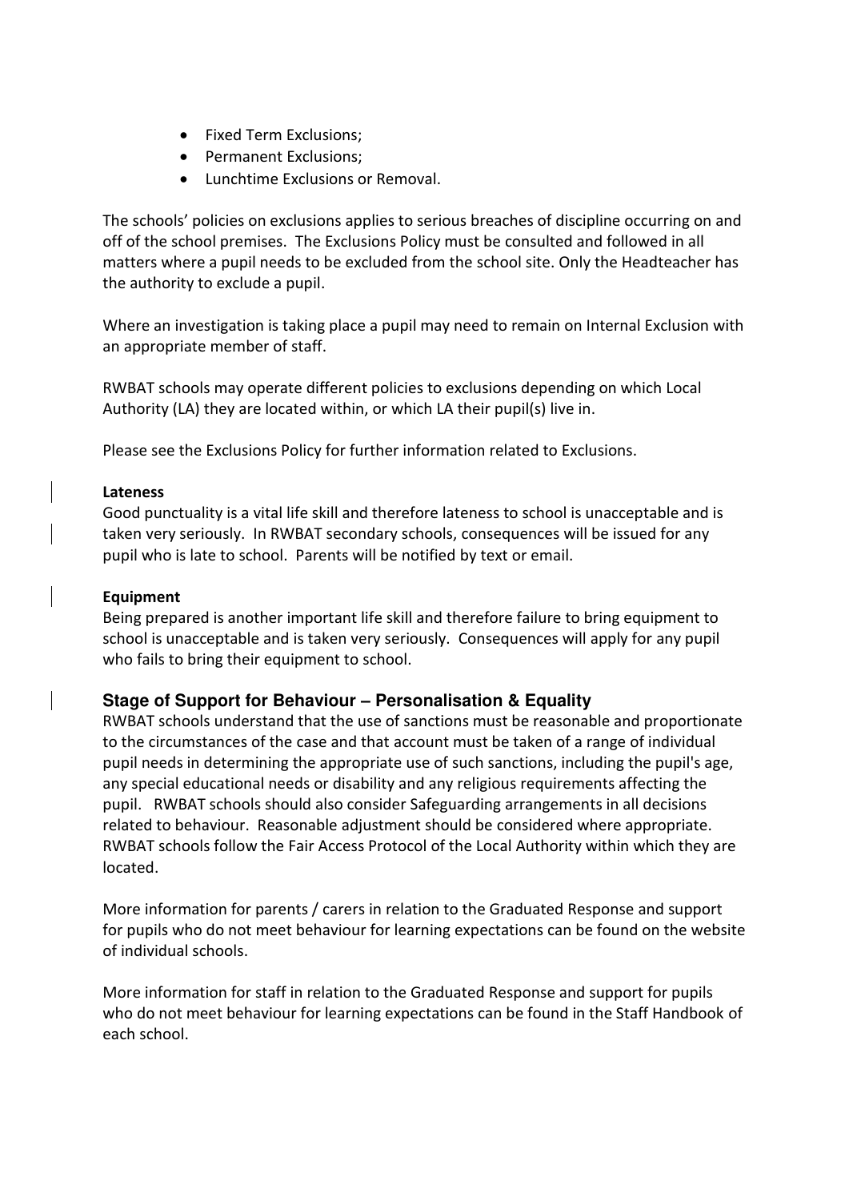- Fixed Term Exclusions;
- Permanent Exclusions;
- Lunchtime Exclusions or Removal.

The schools' policies on exclusions applies to serious breaches of discipline occurring on and off of the school premises. The Exclusions Policy must be consulted and followed in all matters where a pupil needs to be excluded from the school site. Only the Headteacher has the authority to exclude a pupil.

Where an investigation is taking place a pupil may need to remain on Internal Exclusion with an appropriate member of staff.

RWBAT schools may operate different policies to exclusions depending on which Local Authority (LA) they are located within, or which LA their pupil(s) live in.

Please see the Exclusions Policy for further information related to Exclusions.

**Lateness**

Good punctuality is a vital life skill and therefore lateness to school is unacceptable and is taken very seriously. In RWBAT secondary schools, consequences will be issued for any pupil who is late to school. Parents will be notified by text or email.

**Equipment**

Being prepared is another important life skill and therefore failure to bring equipment to school is unacceptable and is taken very seriously. Consequences will apply for any pupil who fails to bring their equipment to school.

## Stage of Support for Behaviour – Personalisation & Equality

RWBAT schools understand that the use of sanctions must be reasonable and proportionate to the circumstances of the case and that account must be taken of a range of individual pupil needs in determining the appropriate use of such sanctions, including the pupil's age, any special educational needs or disability and any religious requirements affecting the pupil. RWBAT schools should also consider Safeguarding arrangements in all decisions related to behaviour. Reasonable adjustment should be considered where appropriate. RWBAT schools follow the Fair Access Protocol of the Local Authority within which they are located.

More information for parents / carers in relation to the Graduated Response and support for pupils who do not meet behaviour for learning expectations can be found on the website of individual schools.

More information for staff in relation to the Graduated Response and support for pupils who do not meet behaviour for learning expectations can be found in the Staff Handbook of each school.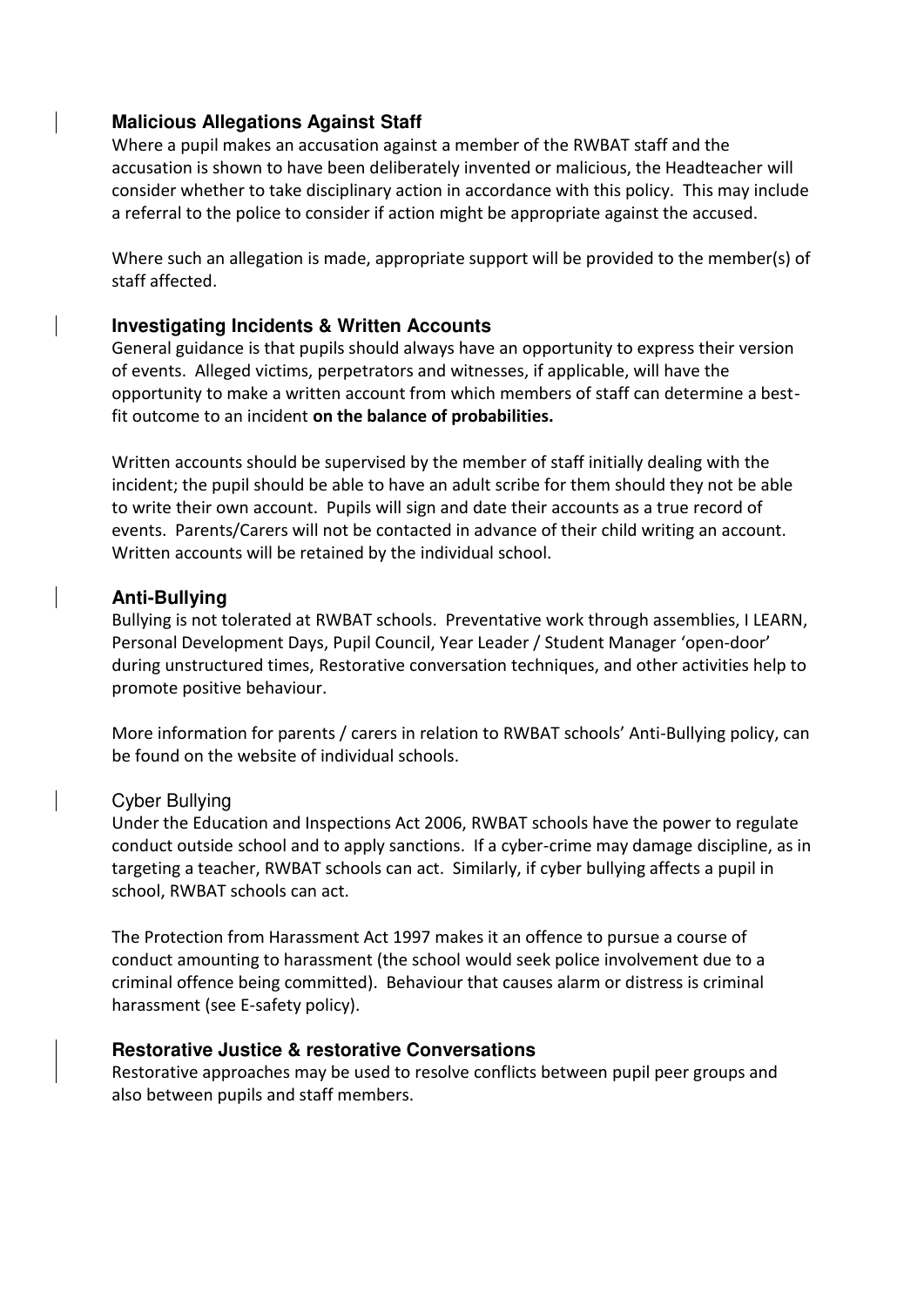### Malicious Allegations Against Staff

Where a pupil makes an accusation against a member of the RWBAT staff and the accusation is shown to have been deliberately invented or malicious, the Headteacher will consider whether to take disciplinary action in accordance with this policy. This may include a referral to the police to consider if action might be appropriate against the accused.

Where such an allegation is made, appropriate support will be provided to the member(s) of staff affected.

### Investigating Incidents & Written Accounts

General guidance is that pupils should always have an opportunity to express their version of events. Alleged victims, perpetrators and witnesses, if applicable, will have the opportunity to make a written account from which members of staff can determine a best-fit outcome to an incident **on the balance of probabilities.**

Written accounts should be supervised by the member of staff initially dealing with the incident; the pupil should be able to have an adult scribe for them should they not be able to write their own account. Pupils will sign and date their accounts as a true record of events. Parents/Carers will not be contacted in advance of their child writing an account. Written accounts will be retained by the individual school.

### Anti-Bullying

Bullying is not tolerated at RWBAT schools. Preventative work through assemblies, I LEARN, Personal Development Days, Pupil Council, Year Leader / Student Manager 'open-door' during unstructured times, Restorative conversation techniques, and other activities help to promote positive behaviour.

More information for parents / carers in relation to RWBAT schools' Anti-Bullying policy, can be found on the website of individual schools.

#### Cyber Bullying

Under the Education and Inspections Act 2006, RWBAT schools have the power to regulate conduct outside school and to apply sanctions. If a cyber-crime may damage discipline, as in targeting a teacher, RWBAT schools can act. Similarly, if cyber bullying affects a pupil in school, RWBAT schools can act.

The Protection from Harassment Act 1997 makes it an offence to pursue a course of conduct amounting to harassment (the school would seek police involvement due to a criminal offence being committed). Behaviour that causes alarm or distress is criminal harassment (see E-safety policy).

### Restorative Justice & restorative Conversations

Restorative approaches may be used to resolve conflicts between pupil peer groups and also between pupils and staff members.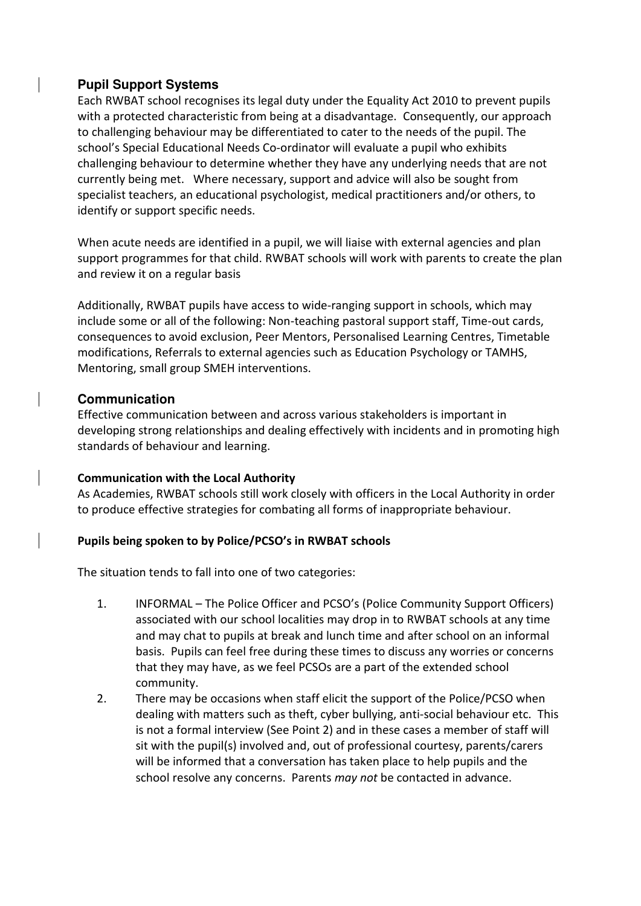## Pupil Support Systems

Each RWBAT school recognises its legal duty under the Equality Act 2010 to prevent pupils with a protected characteristic from being at a disadvantage. Consequently, our approach to challenging behaviour may be differentiated to cater to the needs of the pupil. The school's Special Educational Needs Co-ordinator will evaluate a pupil who exhibits challenging behaviour to determine whether they have any underlying needs that are not currently being met. Where necessary, support and advice will also be sought from specialist teachers, an educational psychologist, medical practitioners and/or others, to identify or support specific needs.

When acute needs are identified in a pupil, we will liaise with external agencies and plan support programmes for that child. RWBAT schools will work with parents to create the plan and review it on a regular basis

Additionally, RWBAT pupils have access to wide-ranging support in schools, which may include some or all of the following: Non-teaching pastoral support staff, Time-out cards, consequences to avoid exclusion, Peer Mentors, Personalised Learning Centres, Timetable modifications, Referrals to external agencies such as Education Psychology or TAMHS, Mentoring, small group SMEH interventions.

## Communication

Effective communication between and across various stakeholders is important in developing strong relationships and dealing effectively with incidents and in promoting high standards of behaviour and learning.

### Communication with the Local Authority

As Academies, RWBAT schools still work closely with officers in the Local Authority in order to produce effective strategies for combating all forms of inappropriate behaviour.

### Pupils being spoken to by Police/PCSO's in RWBAT schools

The situation tends to fall into one of two categories:

1. INFORMAL – The Police Officer and PCSO's (Police Community Support Officers) associated with our school localities may drop in to RWBAT schools at any time and may chat to pupils at break and lunch time and after school on an informal basis. Pupils can feel free during these times to discuss any worries or concerns that they may have, as we feel PCSOs are a part of the extended school community.
2. There may be occasions when staff elicit the support of the Police/PCSO when dealing with matters such as theft, cyber bullying, anti-social behaviour etc. This is not a formal interview (See Point 2) and in these cases a member of staff will sit with the pupil(s) involved and, out of professional courtesy, parents/carers will be informed that a conversation has taken place to help pupils and the school resolve any concerns. Parents *may not* be contacted in advance.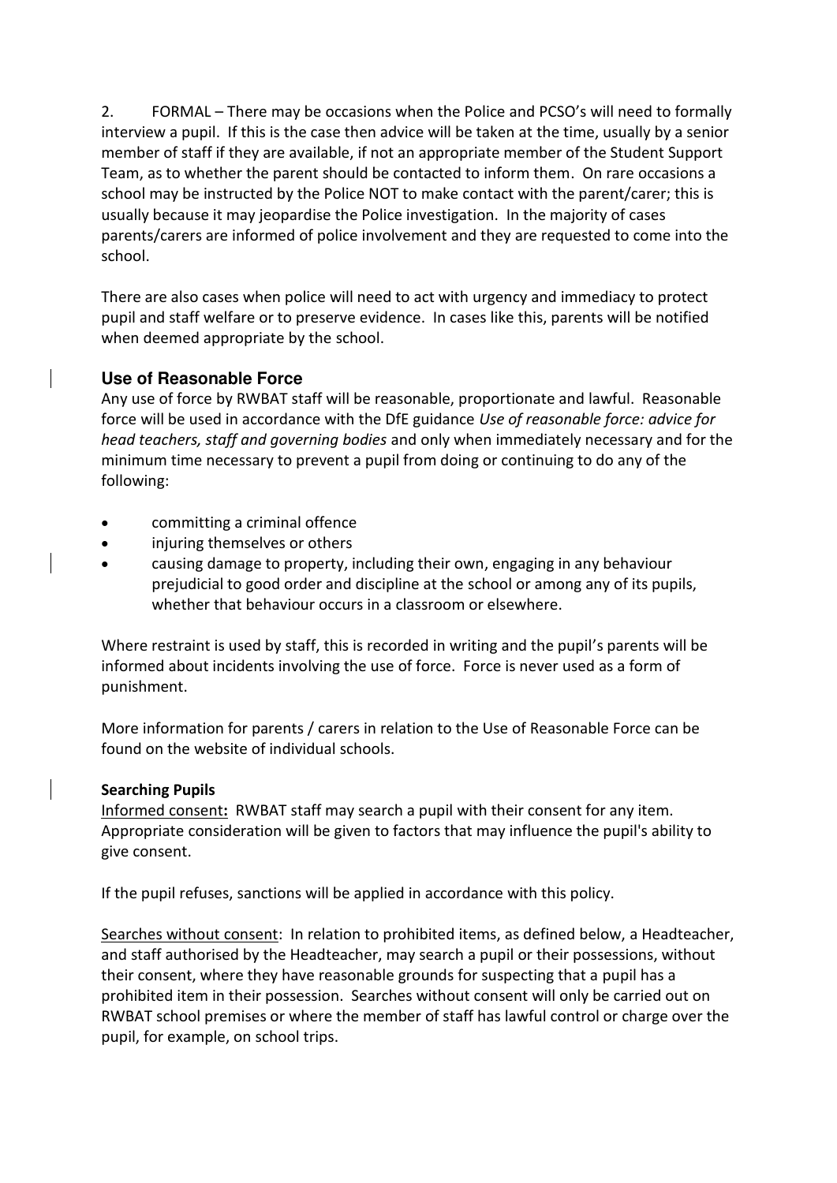2. FORMAL – There may be occasions when the Police and PCSO's will need to formally interview a pupil. If this is the case then advice will be taken at the time, usually by a senior member of staff if they are available, if not an appropriate member of the Student Support Team, as to whether the parent should be contacted to inform them. On rare occasions a school may be instructed by the Police NOT to make contact with the parent/carer; this is usually because it may jeopardise the Police investigation. In the majority of cases parents/carers are informed of police involvement and they are requested to come into the school.

There are also cases when police will need to act with urgency and immediacy to protect pupil and staff welfare or to preserve evidence. In cases like this, parents will be notified when deemed appropriate by the school.

### Use of Reasonable Force

Any use of force by RWBAT staff will be reasonable, proportionate and lawful. Reasonable force will be used in accordance with the DfE guidance *Use of reasonable force: advice for head teachers, staff and governing bodies* and only when immediately necessary and for the minimum time necessary to prevent a pupil from doing or continuing to do any of the following:

- committing a criminal offence
- injuring themselves or others
- causing damage to property, including their own, engaging in any behaviour prejudicial to good order and discipline at the school or among any of its pupils, whether that behaviour occurs in a classroom or elsewhere.

Where restraint is used by staff, this is recorded in writing and the pupil's parents will be informed about incidents involving the use of force. Force is never used as a form of punishment.

More information for parents / carers in relation to the Use of Reasonable Force can be found on the website of individual schools.

**Searching Pupils**

Informed consent**:** RWBAT staff may search a pupil with their consent for any item. Appropriate consideration will be given to factors that may influence the pupil's ability to give consent.

If the pupil refuses, sanctions will be applied in accordance with this policy.

Searches without consent: In relation to prohibited items, as defined below, a Headteacher, and staff authorised by the Headteacher, may search a pupil or their possessions, without their consent, where they have reasonable grounds for suspecting that a pupil has a prohibited item in their possession. Searches without consent will only be carried out on RWBAT school premises or where the member of staff has lawful control or charge over the pupil, for example, on school trips.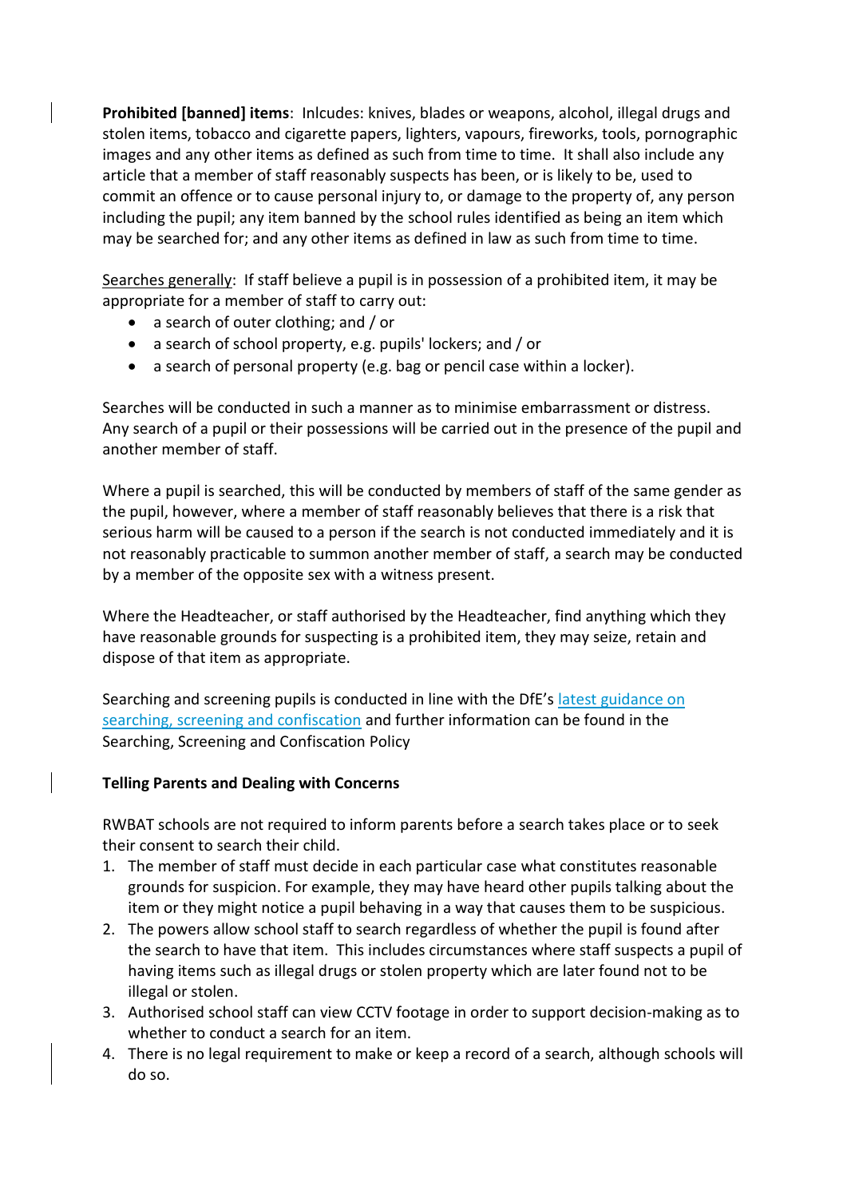**Prohibited [banned] items**: Inlcudes: knives, blades or weapons, alcohol, illegal drugs and stolen items, tobacco and cigarette papers, lighters, vapours, fireworks, tools, pornographic images and any other items as defined as such from time to time. It shall also include any article that a member of staff reasonably suspects has been, or is likely to be, used to commit an offence or to cause personal injury to, or damage to the property of, any person including the pupil; any item banned by the school rules identified as being an item which may be searched for; and any other items as defined in law as such from time to time.

Searches generally: If staff believe a pupil is in possession of a prohibited item, it may be appropriate for a member of staff to carry out:

- a search of outer clothing; and / or
- a search of school property, e.g. pupils' lockers; and / or
- a search of personal property (e.g. bag or pencil case within a locker).

Searches will be conducted in such a manner as to minimise embarrassment or distress. Any search of a pupil or their possessions will be carried out in the presence of the pupil and another member of staff.

Where a pupil is searched, this will be conducted by members of staff of the same gender as the pupil, however, where a member of staff reasonably believes that there is a risk that serious harm will be caused to a person if the search is not conducted immediately and it is not reasonably practicable to summon another member of staff, a search may be conducted by a member of the opposite sex with a witness present.

Where the Headteacher, or staff authorised by the Headteacher, find anything which they have reasonable grounds for suspecting is a prohibited item, they may seize, retain and dispose of that item as appropriate.

Searching and screening pupils is conducted in line with the DfE's latest guidance on searching, screening and confiscation and further information can be found in the Searching, Screening and Confiscation Policy

**Telling Parents and Dealing with Concerns**

RWBAT schools are not required to inform parents before a search takes place or to seek their consent to search their child.

1. The member of staff must decide in each particular case what constitutes reasonable grounds for suspicion. For example, they may have heard other pupils talking about the item or they might notice a pupil behaving in a way that causes them to be suspicious.
2. The powers allow school staff to search regardless of whether the pupil is found after the search to have that item. This includes circumstances where staff suspects a pupil of having items such as illegal drugs or stolen property which are later found not to be illegal or stolen.
3. Authorised school staff can view CCTV footage in order to support decision-making as to whether to conduct a search for an item.
4. There is no legal requirement to make or keep a record of a search, although schools will do so.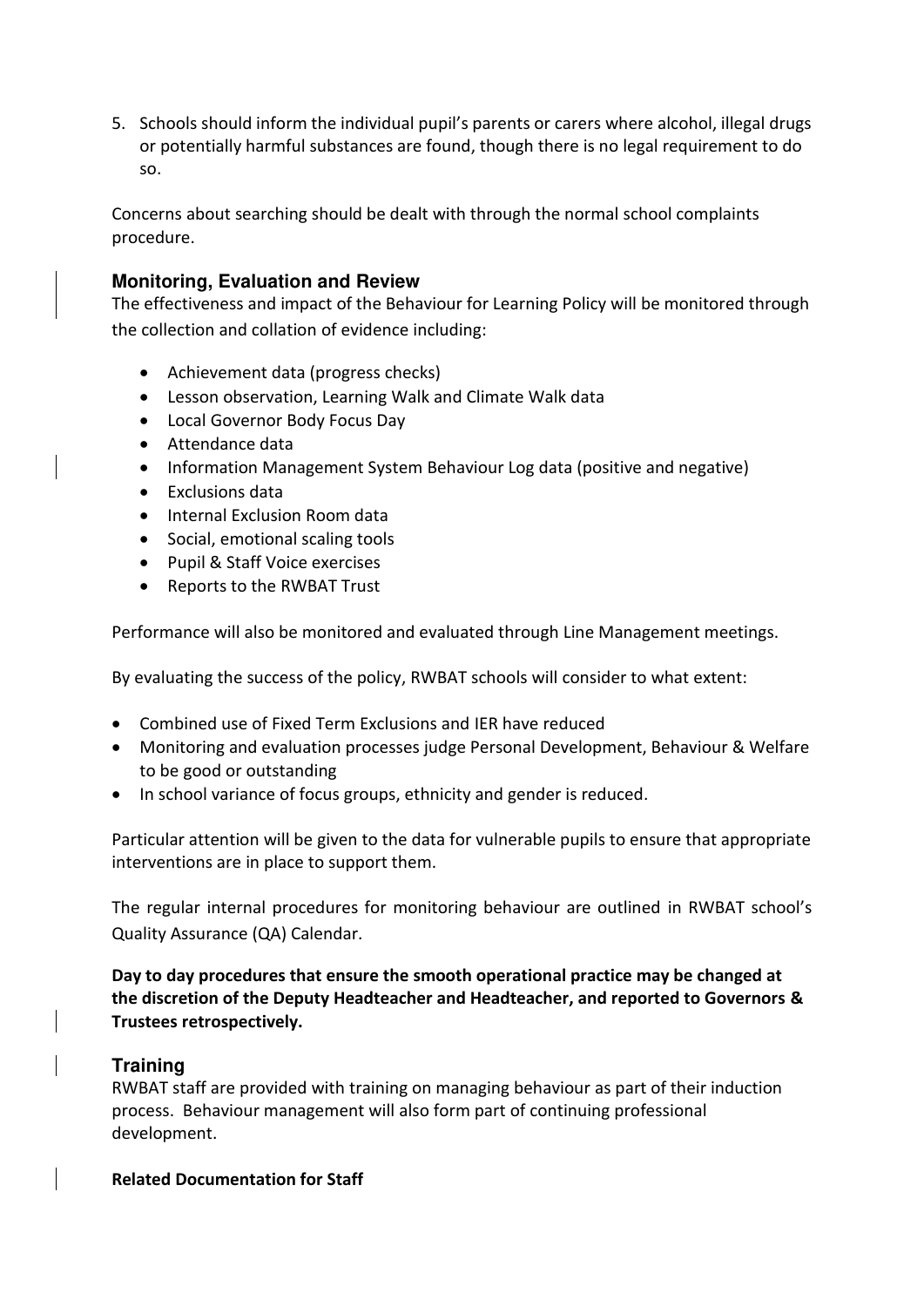5. Schools should inform the individual pupil's parents or carers where alcohol, illegal drugs or potentially harmful substances are found, though there is no legal requirement to do so.

Concerns about searching should be dealt with through the normal school complaints procedure.

## Monitoring, Evaluation and Review

The effectiveness and impact of the Behaviour for Learning Policy will be monitored through the collection and collation of evidence including:

- Achievement data (progress checks)
- Lesson observation, Learning Walk and Climate Walk data
- Local Governor Body Focus Day
- Attendance data
- Information Management System Behaviour Log data (positive and negative)
- Exclusions data
- Internal Exclusion Room data
- Social, emotional scaling tools
- Pupil & Staff Voice exercises
- Reports to the RWBAT Trust

Performance will also be monitored and evaluated through Line Management meetings.

By evaluating the success of the policy, RWBAT schools will consider to what extent:

- Combined use of Fixed Term Exclusions and IER have reduced
- Monitoring and evaluation processes judge Personal Development, Behaviour & Welfare to be good or outstanding
- In school variance of focus groups, ethnicity and gender is reduced.

Particular attention will be given to the data for vulnerable pupils to ensure that appropriate interventions are in place to support them.

The regular internal procedures for monitoring behaviour are outlined in RWBAT school's Quality Assurance (QA) Calendar.

**Day to day procedures that ensure the smooth operational practice may be changed at the discretion of the Deputy Headteacher and Headteacher, and reported to Governors & Trustees retrospectively.**

## Training

RWBAT staff are provided with training on managing behaviour as part of their induction process. Behaviour management will also form part of continuing professional development.

**Related Documentation for Staff**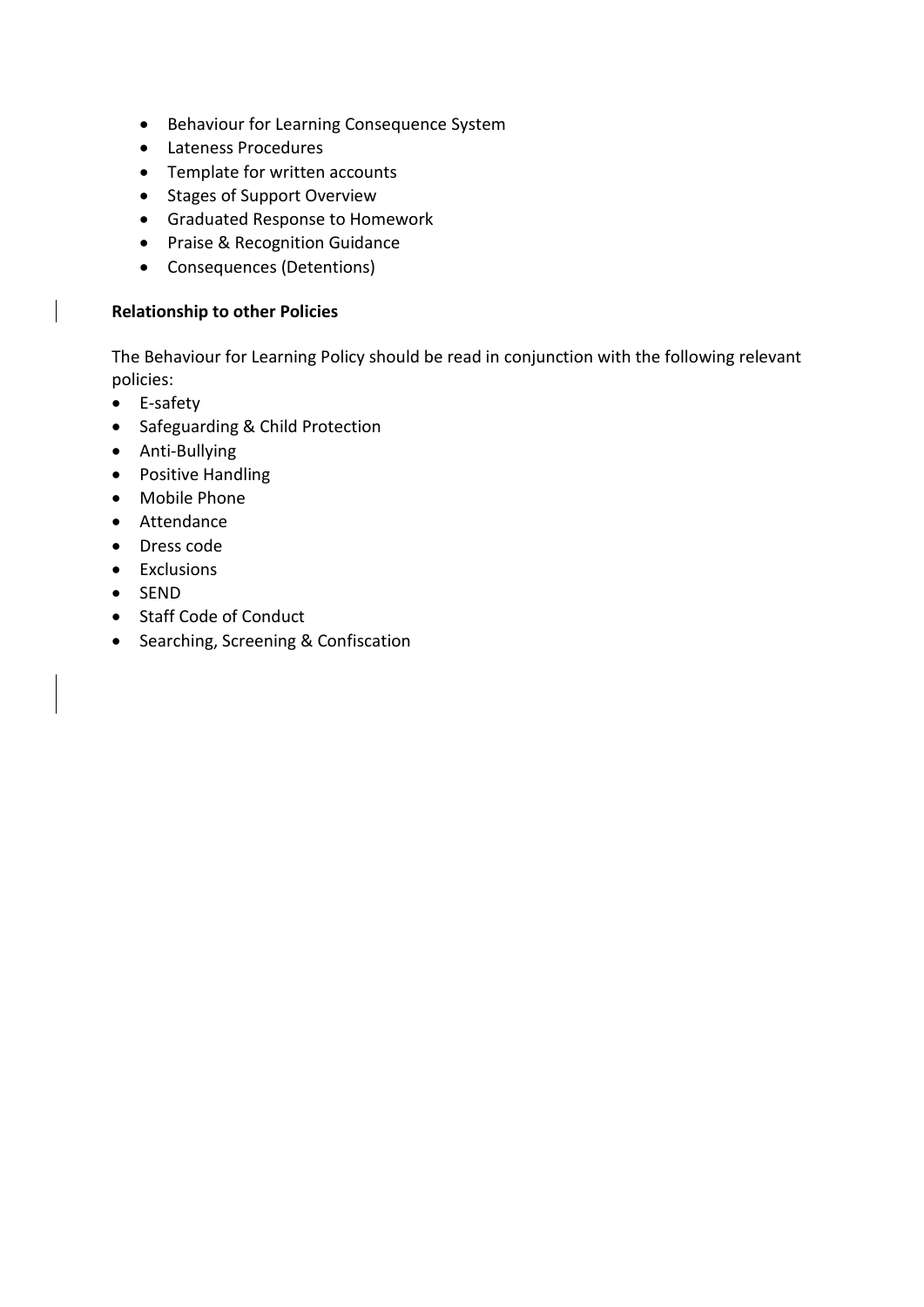- Behaviour for Learning Consequence System
- Lateness Procedures
- Template for written accounts
- Stages of Support Overview
- Graduated Response to Homework
- Praise & Recognition Guidance
- Consequences (Detentions)

**Relationship to other Policies**

The Behaviour for Learning Policy should be read in conjunction with the following relevant policies:

- E-safety
- Safeguarding & Child Protection
- Anti-Bullying
- Positive Handling
- Mobile Phone
- Attendance
- Dress code
- Exclusions
- SEND
- Staff Code of Conduct
- Searching, Screening & Confiscation